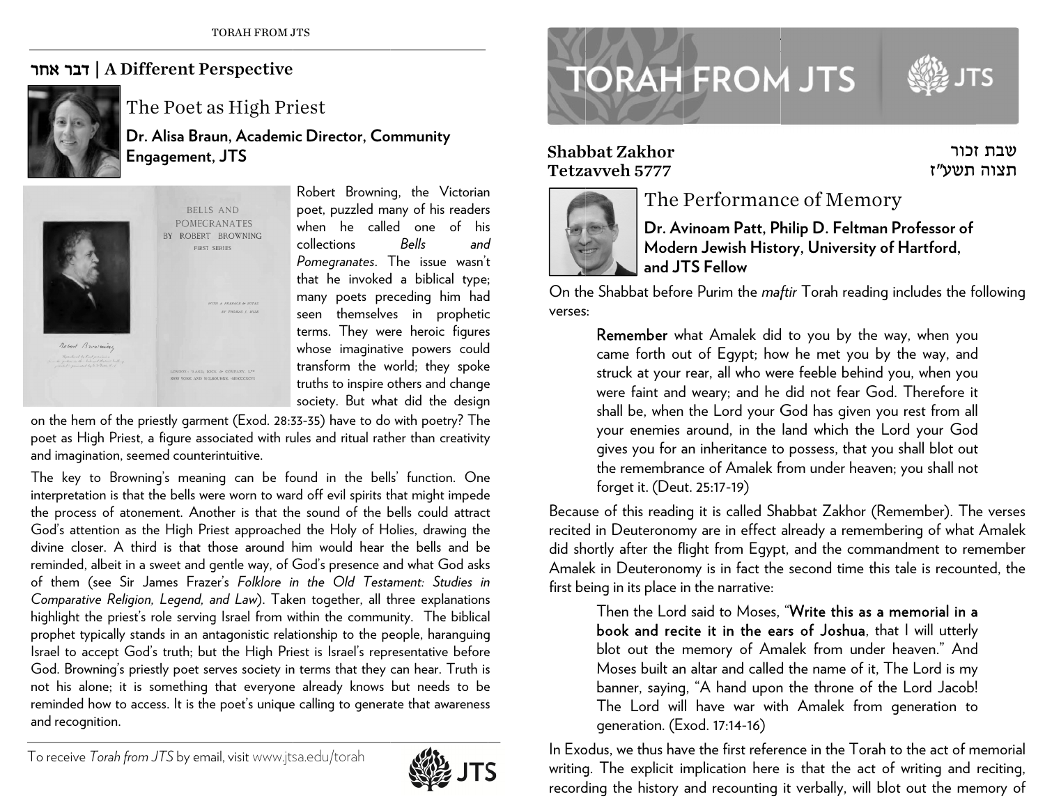## דבר אחר | A Different Perspective

### The Poet as High Priest

**Dr. Alisa Braun, Academic Director, Community Engagement, JTS**

Robert Browning, the Victorian poet, puzzled many of his readers when he called one of his collections *Bells and Pomegranates*. The issue wasn't that he invoked a biblical type; many poets preceding him had seen themselves in prophetic terms. They were heroic figures whose imaginative powers could transform the world; they spoke truths to inspire others and change society. But what did the design on the hem of the priestly garment (Exod. 28:33-35) have to do with poetry? The poet as High Priest, a figure associated with rules and ritual rather than creativity and imagination, seemed counterintuitive.

The key to Browning's meaning can be found in the bells' function. One interpretation is that the bells were worn to ward off evil spirits that might impede the process of atonement. Another is that the sound of the bells could attract God's attention as the High Priest approached the Holy of Holies, drawing the divine closer. A third is that those around him would hear the bells and be reminded, albeit in a sweet and gentle way, of God's presence and what God asks of them (see Sir James Frazer's *Folklore in the Old Testament: Studies in Comparative Religion, Legend, and Law*). Taken together, all three explanations highlight the priest's role serving Israel from within the community. The biblical prophet typically stands in an antagonistic relationship to the people, haranguing Israel to accept God's truth; but the High Priest is Israel's representative before God. Browning's priestly poet serves society in terms that they can hear. Truth is not his alone; it is something that everyone already knows but needs to be reminded how to access. It is the poet's unique calling to generate that awareness and recognition.

To receive *Torah from JTS* by email, visit www.jtsa.edu/torah

# TORAH FROM JTS

**Shabbat Zakhor**
**Tetzavveh 5777**

שבת זכור
תצוה תשע״ז

## The Performance of Memory

**Dr. Avinoam Patt, Philip D. Feltman Professor of Modern Jewish History, University of Hartford, and JTS Fellow**

On the Shabbat before Purim the *maftir* Torah reading includes the following verses:

> **Remember** what Amalek did to you by the way, when you came forth out of Egypt; how he met you by the way, and struck at your rear, all who were feeble behind you, when you were faint and weary; and he did not fear God. Therefore it shall be, when the Lord your God has given you rest from all your enemies around, in the land which the Lord your God gives you for an inheritance to possess, that you shall blot out the remembrance of Amalek from under heaven; you shall not forget it. (Deut. 25:17-19)

Because of this reading it is called Shabbat Zakhor (Remember). The verses recited in Deuteronomy are in effect already a remembering of what Amalek did shortly after the flight from Egypt, and the commandment to remember Amalek in Deuteronomy is in fact the second time this tale is recounted, the first being in its place in the narrative:

> Then the Lord said to Moses, "**Write this as a memorial in a book and recite it in the ears of Joshua**, that I will utterly blot out the memory of Amalek from under heaven." And Moses built an altar and called the name of it, The Lord is my banner, saying, "A hand upon the throne of the Lord Jacob! The Lord will have war with Amalek from generation to generation. (Exod. 17:14-16)

In Exodus, we thus have the first reference in the Torah to the act of memorial writing. The explicit implication here is that the act of writing and reciting, recording the history and recounting it verbally, will blot out the memory of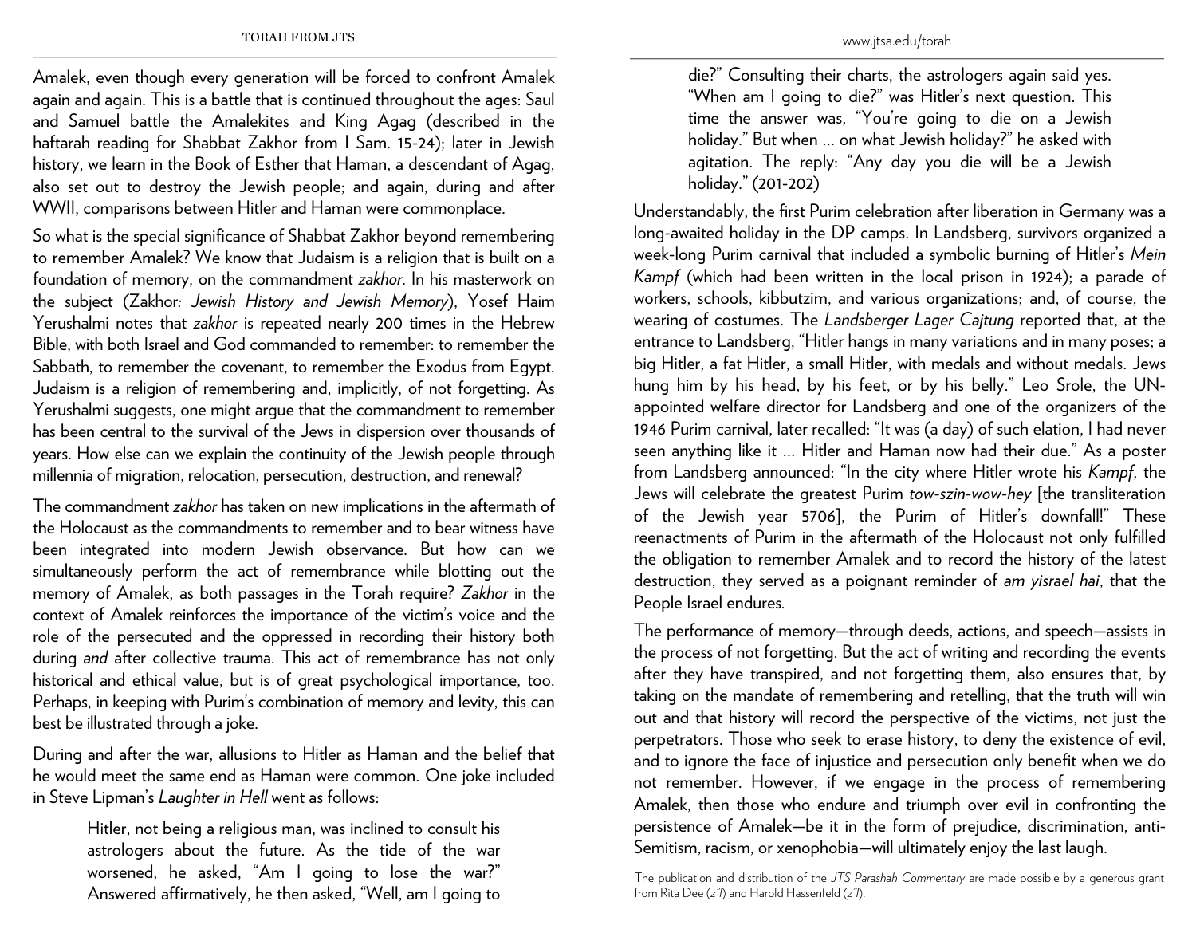Amalek, even though every generation will be forced to confront Amalek again and again. This is a battle that is continued throughout the ages: Saul and Samuel battle the Amalekites and King Agag (described in the haftarah reading for Shabbat Zakhor from I Sam. 15-24); later in Jewish history, we learn in the Book of Esther that Haman, a descendant of Agag, also set out to destroy the Jewish people; and again, during and after WWII, comparisons between Hitler and Haman were commonplace.

So what is the special significance of Shabbat Zakhor beyond remembering to remember Amalek? We know that Judaism is a religion that is built on a foundation of memory, on the commandment *zakhor*. In his masterwork on the subject (Zakhor*: Jewish History and Jewish Memory*), Yosef Haim Yerushalmi notes that *zakhor* is repeated nearly 200 times in the Hebrew Bible, with both Israel and God commanded to remember: to remember the Sabbath, to remember the covenant, to remember the Exodus from Egypt. Judaism is a religion of remembering and, implicitly, of not forgetting. As Yerushalmi suggests, one might argue that the commandment to remember has been central to the survival of the Jews in dispersion over thousands of years. How else can we explain the continuity of the Jewish people through millennia of migration, relocation, persecution, destruction, and renewal?

The commandment *zakhor* has taken on new implications in the aftermath of the Holocaust as the commandments to remember and to bear witness have been integrated into modern Jewish observance. But how can we simultaneously perform the act of remembrance while blotting out the memory of Amalek, as both passages in the Torah require? *Zakhor* in the context of Amalek reinforces the importance of the victim's voice and the role of the persecuted and the oppressed in recording their history both during *and* after collective trauma. This act of remembrance has not only historical and ethical value, but is of great psychological importance, too. Perhaps, in keeping with Purim's combination of memory and levity, this can best be illustrated through a joke.

During and after the war, allusions to Hitler as Haman and the belief that he would meet the same end as Haman were common. One joke included in Steve Lipman's *Laughter in Hell* went as follows:

> Hitler, not being a religious man, was inclined to consult his astrologers about the future. As the tide of the war worsened, he asked, "Am I going to lose the war?" Answered affirmatively, he then asked, "Well, am I going to die?" Consulting their charts, the astrologers again said yes. "When am I going to die?" was Hitler's next question. This time the answer was, "You're going to die on a Jewish holiday." But when … on what Jewish holiday?" he asked with agitation. The reply: "Any day you die will be a Jewish holiday." (201-202)

Understandably, the first Purim celebration after liberation in Germany was a long-awaited holiday in the DP camps. In Landsberg, survivors organized a week-long Purim carnival that included a symbolic burning of Hitler's *Mein Kampf* (which had been written in the local prison in 1924); a parade of workers, schools, kibbutzim, and various organizations; and, of course, the wearing of costumes. The *Landsberger Lager Cajtung* reported that, at the entrance to Landsberg, "Hitler hangs in many variations and in many poses; a big Hitler, a fat Hitler, a small Hitler, with medals and without medals. Jews hung him by his head, by his feet, or by his belly." Leo Srole, the UN-appointed welfare director for Landsberg and one of the organizers of the 1946 Purim carnival, later recalled: "It was (a day) of such elation, I had never seen anything like it … Hitler and Haman now had their due." As a poster from Landsberg announced: "In the city where Hitler wrote his *Kampf*, the Jews will celebrate the greatest Purim *tow-szin-wow-hey* [the transliteration of the Jewish year 5706], the Purim of Hitler's downfall!" These reenactments of Purim in the aftermath of the Holocaust not only fulfilled the obligation to remember Amalek and to record the history of the latest destruction, they served as a poignant reminder of *am yisrael hai*, that the People Israel endures.

The performance of memory—through deeds, actions, and speech—assists in the process of not forgetting. But the act of writing and recording the events after they have transpired, and not forgetting them, also ensures that, by taking on the mandate of remembering and retelling, that the truth will win out and that history will record the perspective of the victims, not just the perpetrators. Those who seek to erase history, to deny the existence of evil, and to ignore the face of injustice and persecution only benefit when we do not remember. However, if we engage in the process of remembering Amalek, then those who endure and triumph over evil in confronting the persistence of Amalek—be it in the form of prejudice, discrimination, anti-Semitism, racism, or xenophobia—will ultimately enjoy the last laugh.

The publication and distribution of the *JTS Parashah Commentary* are made possible by a generous grant from Rita Dee (*z"l*) and Harold Hassenfeld (*z"l*).